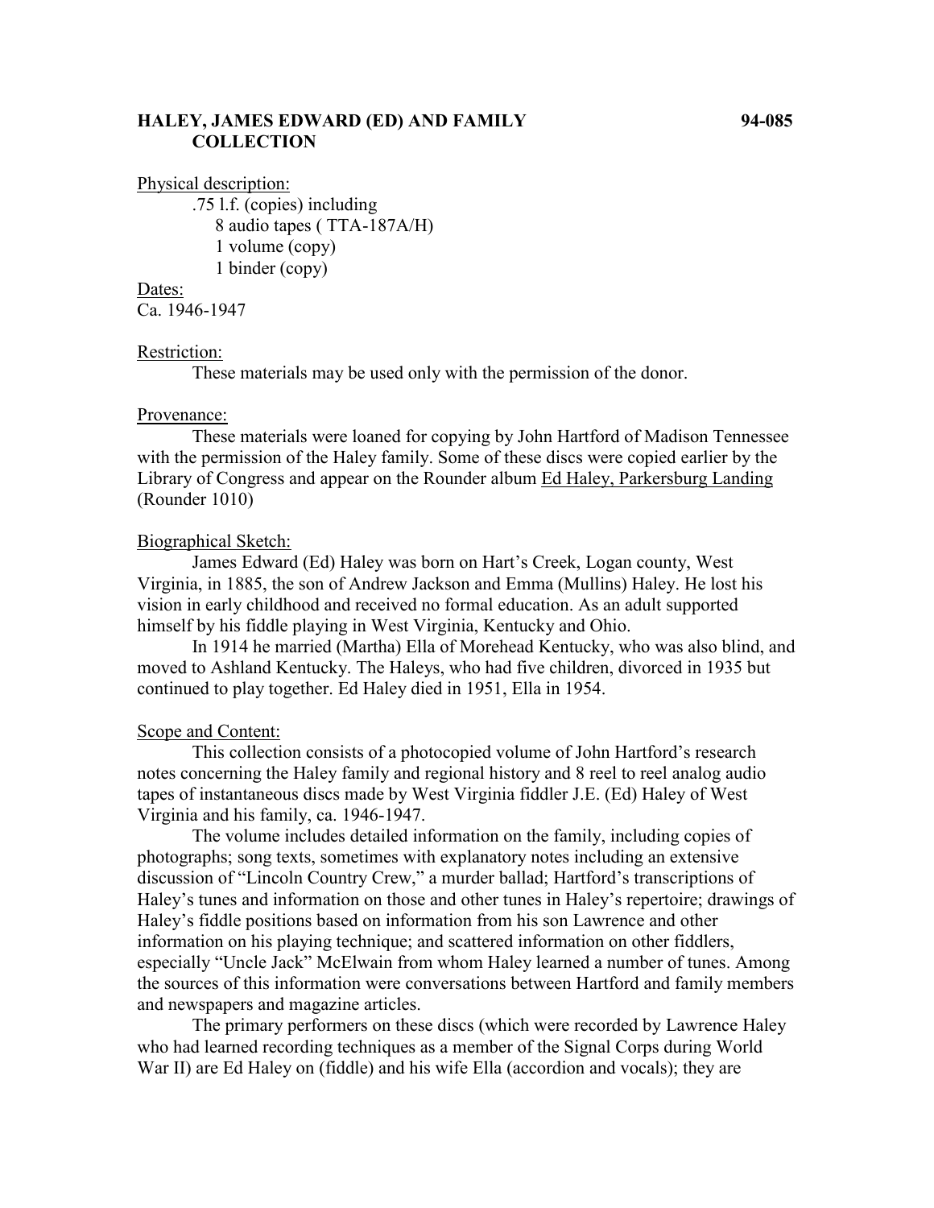# HALEY, JAMES EDWARD (ED) AND FAMILY COLLECTION

**94-085**

Physical description:

.75 l.f. (copies) including
8 audio tapes ( TTA-187A/H)
1 volume (copy)
1 binder (copy)

Dates:

Ca. 1946-1947

Restriction:

These materials may be used only with the permission of the donor.

Provenance:

These materials were loaned for copying by John Hartford of Madison Tennessee with the permission of the Haley family. Some of these discs were copied earlier by the Library of Congress and appear on the Rounder album Ed Haley, Parkersburg Landing (Rounder 1010)

Biographical Sketch:

James Edward (Ed) Haley was born on Hart's Creek, Logan county, West Virginia, in 1885, the son of Andrew Jackson and Emma (Mullins) Haley. He lost his vision in early childhood and received no formal education. As an adult supported himself by his fiddle playing in West Virginia, Kentucky and Ohio.

In 1914 he married (Martha) Ella of Morehead Kentucky, who was also blind, and moved to Ashland Kentucky. The Haleys, who had five children, divorced in 1935 but continued to play together. Ed Haley died in 1951, Ella in 1954.

Scope and Content:

This collection consists of a photocopied volume of John Hartford's research notes concerning the Haley family and regional history and 8 reel to reel analog audio tapes of instantaneous discs made by West Virginia fiddler J.E. (Ed) Haley of West Virginia and his family, ca. 1946-1947.

The volume includes detailed information on the family, including copies of photographs; song texts, sometimes with explanatory notes including an extensive discussion of "Lincoln Country Crew," a murder ballad; Hartford's transcriptions of Haley's tunes and information on those and other tunes in Haley's repertoire; drawings of Haley's fiddle positions based on information from his son Lawrence and other information on his playing technique; and scattered information on other fiddlers, especially "Uncle Jack" McElwain from whom Haley learned a number of tunes. Among the sources of this information were conversations between Hartford and family members and newspapers and magazine articles.

The primary performers on these discs (which were recorded by Lawrence Haley who had learned recording techniques as a member of the Signal Corps during World War II) are Ed Haley on (fiddle) and his wife Ella (accordion and vocals); they are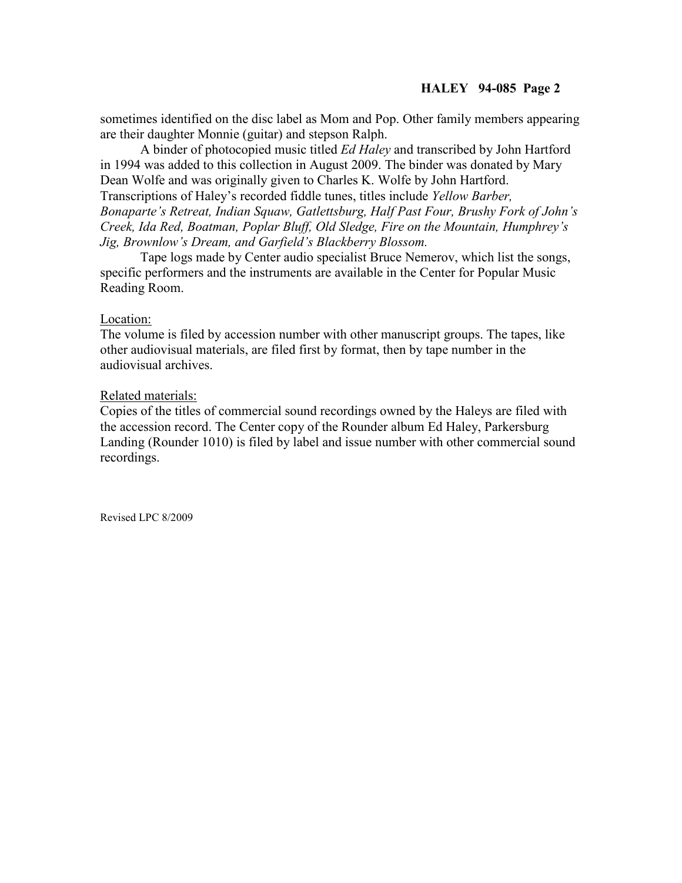sometimes identified on the disc label as Mom and Pop. Other family members appearing are their daughter Monnie (guitar) and stepson Ralph.

A binder of photocopied music titled *Ed Haley* and transcribed by John Hartford in 1994 was added to this collection in August 2009. The binder was donated by Mary Dean Wolfe and was originally given to Charles K. Wolfe by John Hartford. Transcriptions of Haley's recorded fiddle tunes, titles include *Yellow Barber, Bonaparte's Retreat, Indian Squaw, Gatlettsburg, Half Past Four, Brushy Fork of John's Creek, Ida Red, Boatman, Poplar Bluff, Old Sledge, Fire on the Mountain, Humphrey's Jig, Brownlow's Dream, and Garfield's Blackberry Blossom.*

Tape logs made by Center audio specialist Bruce Nemerov, which list the songs, specific performers and the instruments are available in the Center for Popular Music Reading Room.

Location:

The volume is filed by accession number with other manuscript groups. The tapes, like other audiovisual materials, are filed first by format, then by tape number in the audiovisual archives.

Related materials:

Copies of the titles of commercial sound recordings owned by the Haleys are filed with the accession record. The Center copy of the Rounder album Ed Haley, Parkersburg Landing (Rounder 1010) is filed by label and issue number with other commercial sound recordings.

Revised LPC 8/2009